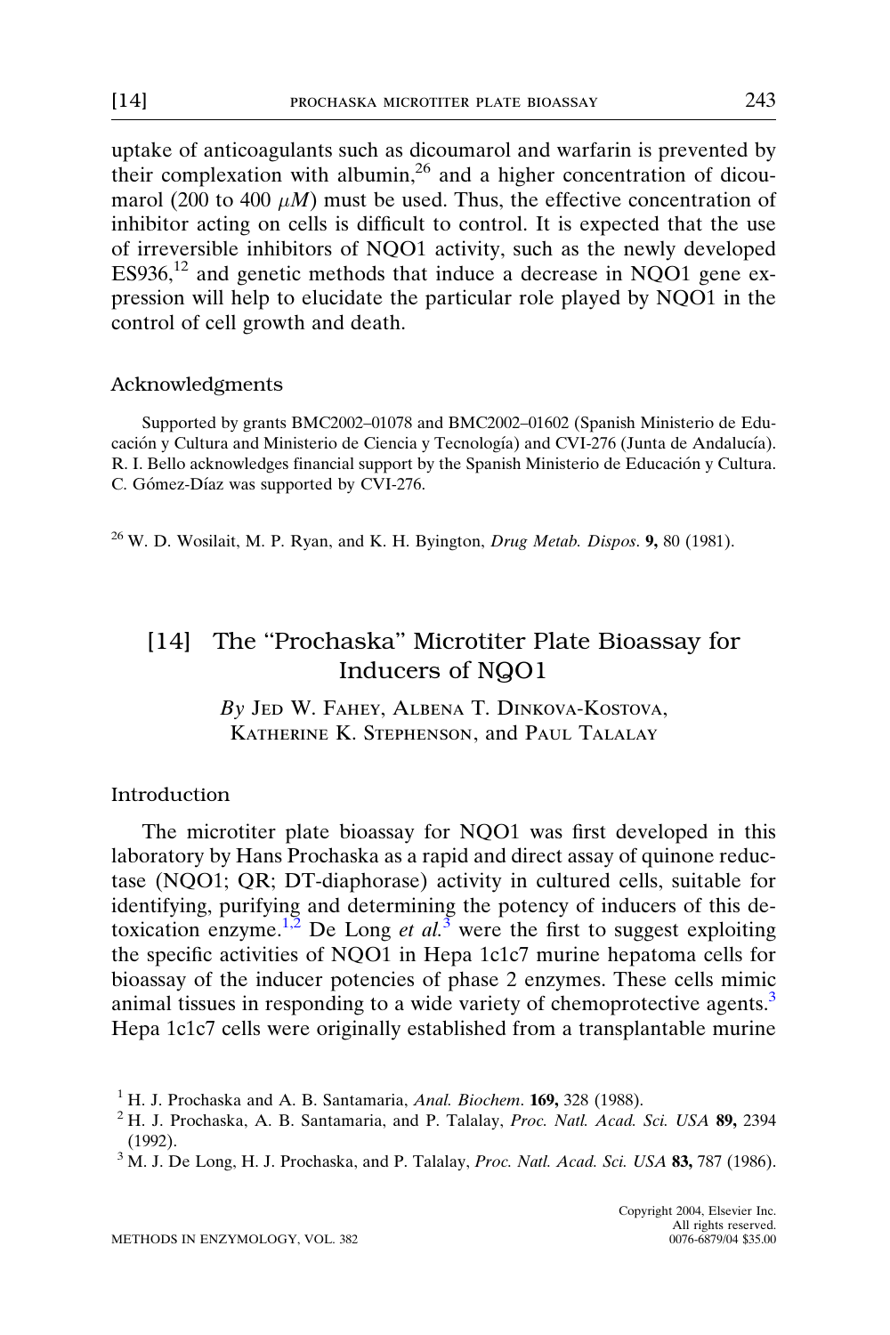uptake of anticoagulants such as dicoumarol and warfarin is prevented by their complexation with albumin,[26] and a higher concentration of dicoumarol (200 to 400 $\mu M$) must be used. Thus, the effective concentration of inhibitor acting on cells is difficult to control. It is expected that the use of irreversible inhibitors of NQO1 activity, such as the newly developed ES936,[12] and genetic methods that induce a decrease in NQO1 gene expression will help to elucidate the particular role played by NQO1 in the control of cell growth and death.

## Acknowledgments

Supported by grants BMC2002–01078 and BMC2002–01602 (Spanish Ministerio de Educación y Cultura and Ministerio de Ciencia y Tecnología) and CVI-276 (Junta de Andalucía). R. I. Bello acknowledges financial support by the Spanish Ministerio de Educación y Cultura. C. Gómez-Díaz was supported by CVI-276.

[26] W. D. Wosilait, M. P. Ryan, and K. H. Byington, *Drug Metab. Dispos.* **9,** 80 (1981).

# [14] The "Prochaska" Microtiter Plate Bioassay for Inducers of NQO1

*By* Jed W. Fahey, Albena T. Dinkova-Kostova, Katherine K. Stephenson, and Paul Talalay

## Introduction

The microtiter plate bioassay for NQO1 was first developed in this laboratory by Hans Prochaska as a rapid and direct assay of quinone reductase (NQO1; QR; DT-diaphorase) activity in cultured cells, suitable for identifying, purifying and determining the potency of inducers of this detoxication enzyme.[1,2] De Long *et al.*[3] were the first to suggest exploiting the specific activities of NQO1 in Hepa 1c1c7 murine hepatoma cells for bioassay of the inducer potencies of phase 2 enzymes. These cells mimic animal tissues in responding to a wide variety of chemoprotective agents.[3] Hepa 1c1c7 cells were originally established from a transplantable murine

[1] H. J. Prochaska and A. B. Santamaria, *Anal. Biochem.* **169,** 328 (1988).

[2] H. J. Prochaska, A. B. Santamaria, and P. Talalay, *Proc. Natl. Acad. Sci. USA* **89,** 2394 (1992).

[3] M. J. De Long, H. J. Prochaska, and P. Talalay, *Proc. Natl. Acad. Sci. USA* **83,** 787 (1986).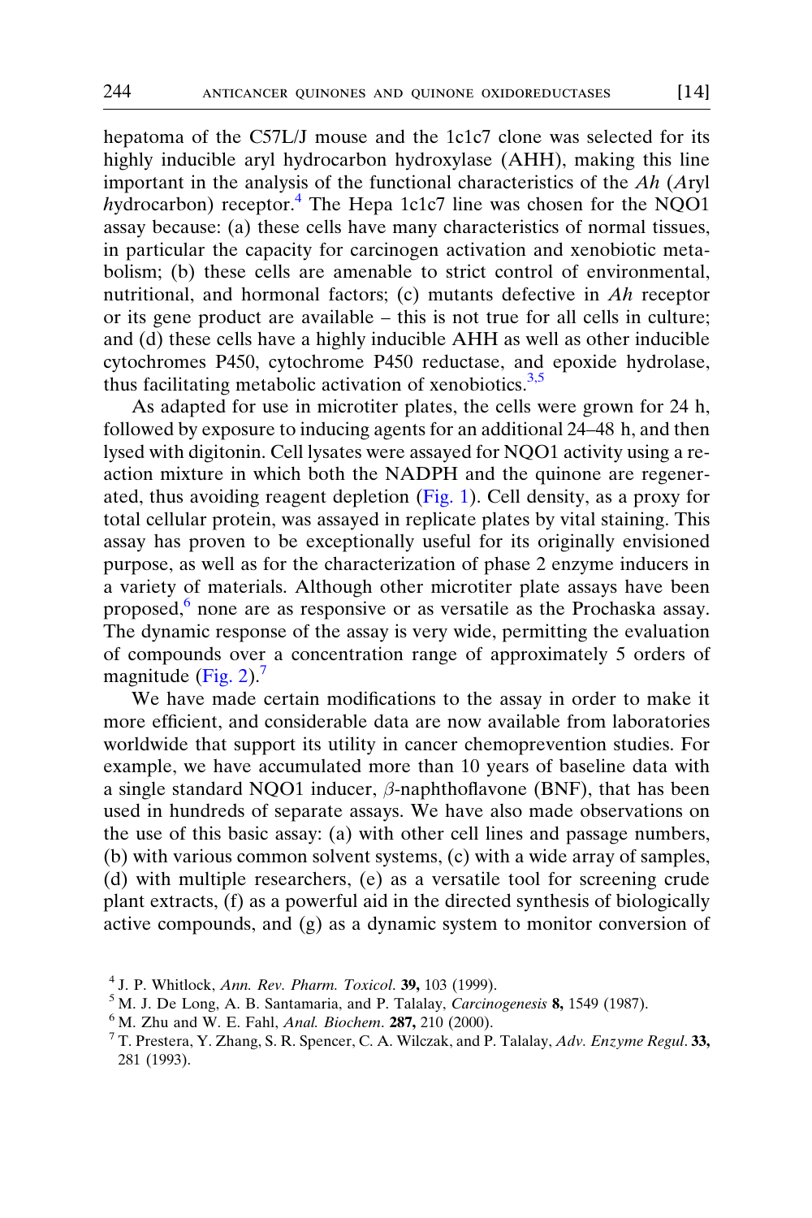hepatoma of the C57L/J mouse and the 1c1c7 clone was selected for its highly inducible aryl hydrocarbon hydroxylase (AHH), making this line important in the analysis of the functional characteristics of the *Ah* (*A*ryl *h*ydrocarbon) receptor.[4] The Hepa 1c1c7 line was chosen for the NQO1 assay because: (a) these cells have many characteristics of normal tissues, in particular the capacity for carcinogen activation and xenobiotic metabolism; (b) these cells are amenable to strict control of environmental, nutritional, and hormonal factors; (c) mutants defective in *Ah* receptor or its gene product are available – this is not true for all cells in culture; and (d) these cells have a highly inducible AHH as well as other inducible cytochromes P450, cytochrome P450 reductase, and epoxide hydrolase, thus facilitating metabolic activation of xenobiotics.[3,5]

As adapted for use in microtiter plates, the cells were grown for 24 h, followed by exposure to inducing agents for an additional 24–48 h, and then lysed with digitonin. Cell lysates were assayed for NQO1 activity using a reaction mixture in which both the NADPH and the quinone are regenerated, thus avoiding reagent depletion (Fig. 1). Cell density, as a proxy for total cellular protein, was assayed in replicate plates by vital staining. This assay has proven to be exceptionally useful for its originally envisioned purpose, as well as for the characterization of phase 2 enzyme inducers in a variety of materials. Although other microtiter plate assays have been proposed,[6] none are as responsive or as versatile as the Prochaska assay. The dynamic response of the assay is very wide, permitting the evaluation of compounds over a concentration range of approximately 5 orders of magnitude (Fig. 2).[7]

We have made certain modifications to the assay in order to make it more efficient, and considerable data are now available from laboratories worldwide that support its utility in cancer chemoprevention studies. For example, we have accumulated more than 10 years of baseline data with a single standard NQO1 inducer, $\beta$-naphthoflavone (BNF), that has been used in hundreds of separate assays. We have also made observations on the use of this basic assay: (a) with other cell lines and passage numbers, (b) with various common solvent systems, (c) with a wide array of samples, (d) with multiple researchers, (e) as a versatile tool for screening crude plant extracts, (f) as a powerful aid in the directed synthesis of biologically active compounds, and (g) as a dynamic system to monitor conversion of

[4] J. P. Whitlock, *Ann. Rev. Pharm. Toxicol.* **39,** 103 (1999).

[5] M. J. De Long, A. B. Santamaria, and P. Talalay, *Carcinogenesis* **8,** 1549 (1987).

[6] M. Zhu and W. E. Fahl, *Anal. Biochem.* **287,** 210 (2000).

[7] T. Prestera, Y. Zhang, S. R. Spencer, C. A. Wilczak, and P. Talalay, *Adv. Enzyme Regul.* **33,** 281 (1993).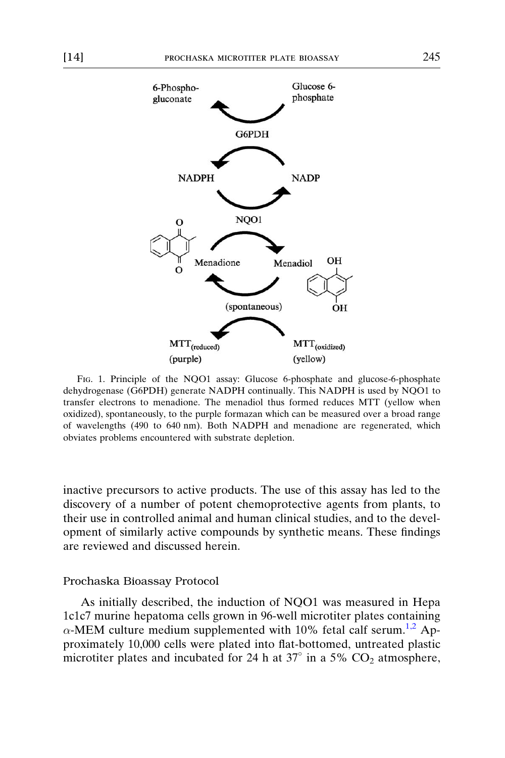FIG. 1. Principle of the NQO1 assay: Glucose 6-phosphate and glucose-6-phosphate dehydrogenase (G6PDH) generate NADPH continually. This NADPH is used by NQO1 to transfer electrons to menadione. The menadiol thus formed reduces MTT (yellow when oxidized), spontaneously, to the purple formazan which can be measured over a broad range of wavelengths (490 to 640 nm). Both NADPH and menadione are regenerated, which obviates problems encountered with substrate depletion.

inactive precursors to active products. The use of this assay has led to the discovery of a number of potent chemoprotective agents from plants, to their use in controlled animal and human clinical studies, and to the development of similarly active compounds by synthetic means. These findings are reviewed and discussed herein.

## Prochaska Bioassay Protocol

As initially described, the induction of NQO1 was measured in Hepa 1c1c7 murine hepatoma cells grown in 96-well microtiter plates containing $\alpha$-MEM culture medium supplemented with 10% fetal calf serum.[1,2] Approximately 10,000 cells were plated into flat-bottomed, untreated plastic microtiter plates and incubated for 24 h at 37° in a 5% $CO_2$ atmosphere,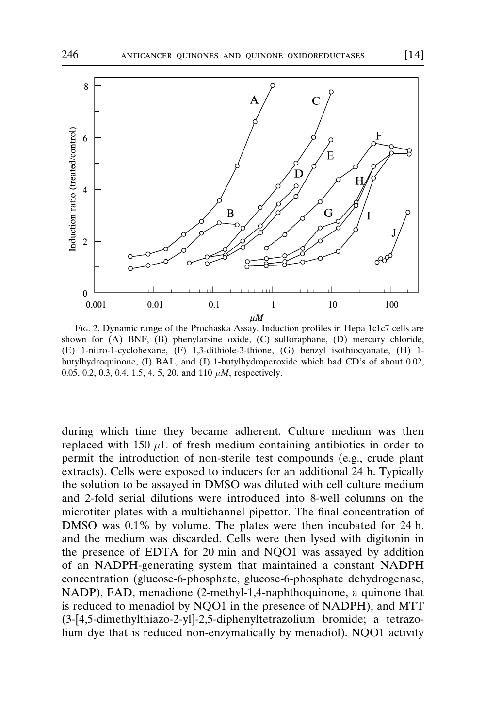FIG. 2. Dynamic range of the Prochaska Assay. Induction profiles in Hepa 1c1c7 cells are shown for (A) BNF, (B) phenylarsine oxide, (C) sulforaphane, (D) mercury chloride, (E) 1-nitro-1-cyclohexane, (F) 1,3-dithiole-3-thione, (G) benzyl isothiocyanate, (H) 1-butylhydroquinone, (I) BAL, and (J) 1-butylhydroperoxide which had CD's of about 0.02, 0.05, 0.2, 0.3, 0.4, 1.5, 4, 5, 20, and 110 $\mu M$, respectively.

during which time they became adherent. Culture medium was then replaced with 150 $\mu$L of fresh medium containing antibiotics in order to permit the introduction of non-sterile test compounds (e.g., crude plant extracts). Cells were exposed to inducers for an additional 24 h. Typically the solution to be assayed in DMSO was diluted with cell culture medium and 2-fold serial dilutions were introduced into 8-well columns on the microtiter plates with a multichannel pipettor. The final concentration of DMSO was 0.1% by volume. The plates were then incubated for 24 h, and the medium was discarded. Cells were then lysed with digitonin in the presence of EDTA for 20 min and NQO1 was assayed by addition of an NADPH-generating system that maintained a constant NADPH concentration (glucose-6-phosphate, glucose-6-phosphate dehydrogenase, NADP), FAD, menadione (2-methyl-1,4-naphthoquinone, a quinone that is reduced to menadiol by NQO1 in the presence of NADPH), and MTT (3-[4,5-dimethylthiazo-2-yl]-2,5-diphenyltetrazolium bromide; a tetrazolium dye that is reduced non-enzymatically by menadiol). NQO1 activity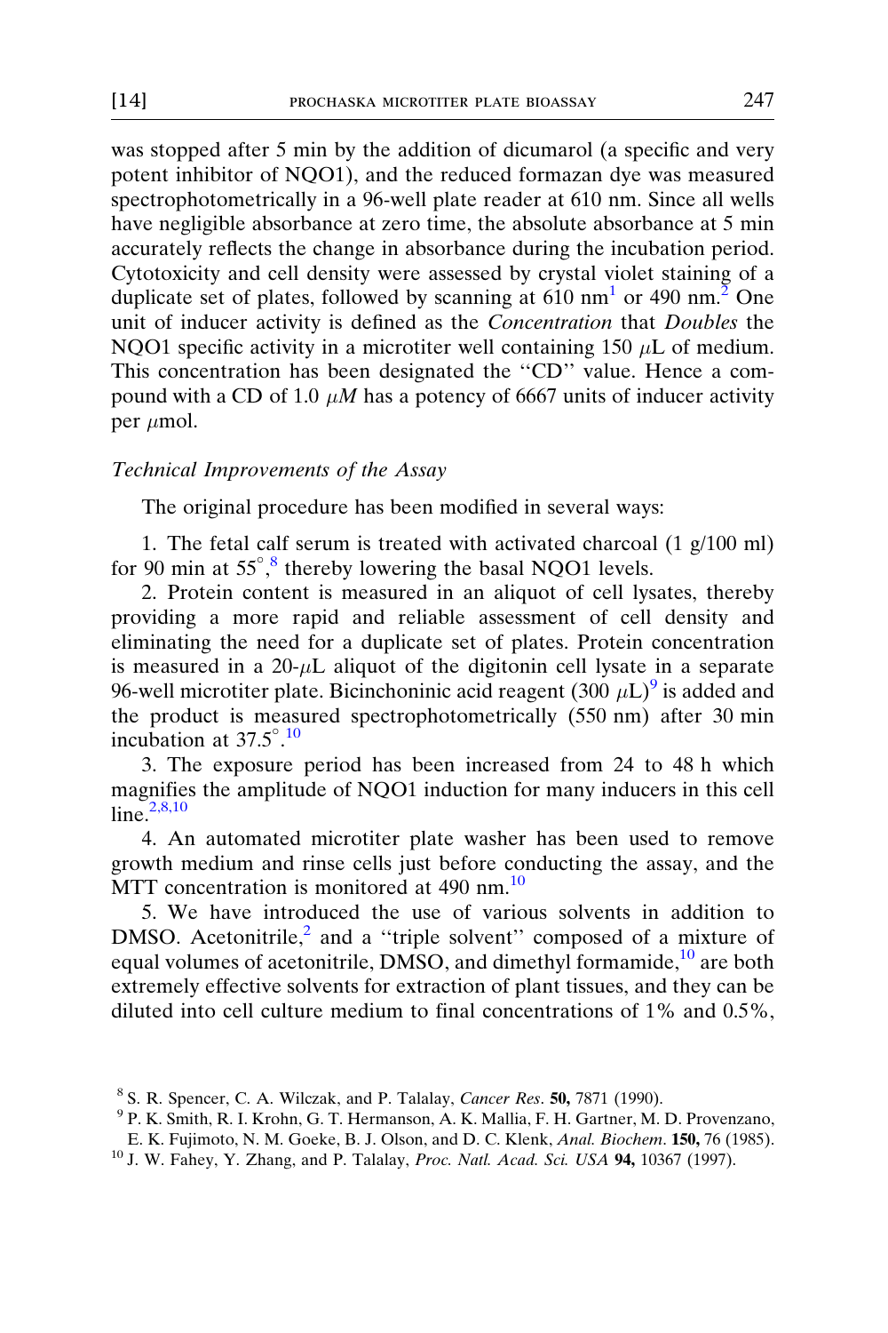was stopped after 5 min by the addition of dicumarol (a specific and very potent inhibitor of NQO1), and the reduced formazan dye was measured spectrophotometrically in a 96-well plate reader at 610 nm. Since all wells have negligible absorbance at zero time, the absolute absorbance at 5 min accurately reflects the change in absorbance during the incubation period. Cytotoxicity and cell density were assessed by crystal violet staining of a duplicate set of plates, followed by scanning at 610 nm[1] or 490 nm.[2] One unit of inducer activity is defined as the *Concentration* that *Doubles* the NQO1 specific activity in a microtiter well containing 150 $\mu$L of medium. This concentration has been designated the ''CD'' value. Hence a compound with a CD of 1.0 $\mu M$ has a potency of 6667 units of inducer activity per $\mu$mol.

### *Technical Improvements of the Assay*

The original procedure has been modified in several ways:

1. The fetal calf serum is treated with activated charcoal (1 g/100 ml) for 90 min at 55°,[8] thereby lowering the basal NQO1 levels.

2. Protein content is measured in an aliquot of cell lysates, thereby providing a more rapid and reliable assessment of cell density and eliminating the need for a duplicate set of plates. Protein concentration is measured in a 20-$\mu$L aliquot of the digitonin cell lysate in a separate 96-well microtiter plate. Bicinchoninic acid reagent (300 $\mu$L)[9] is added and the product is measured spectrophotometrically (550 nm) after 30 min incubation at 37.5°.[10]

3. The exposure period has been increased from 24 to 48 h which magnifies the amplitude of NQO1 induction for many inducers in this cell line.[2,8,10]

4. An automated microtiter plate washer has been used to remove growth medium and rinse cells just before conducting the assay, and the MTT concentration is monitored at 490 nm.[10]

5. We have introduced the use of various solvents in addition to DMSO. Acetonitrile,[2] and a ''triple solvent'' composed of a mixture of equal volumes of acetonitrile, DMSO, and dimethyl formamide,[10] are both extremely effective solvents for extraction of plant tissues, and they can be diluted into cell culture medium to final concentrations of 1% and 0.5%,

---

[8] S. R. Spencer, C. A. Wilczak, and P. Talalay, *Cancer Res*. **50,** 7871 (1990).

[9] P. K. Smith, R. I. Krohn, G. T. Hermanson, A. K. Mallia, F. H. Gartner, M. D. Provenzano, E. K. Fujimoto, N. M. Goeke, B. J. Olson, and D. C. Klenk, *Anal. Biochem*. **150,** 76 (1985).

[10] J. W. Fahey, Y. Zhang, and P. Talalay, *Proc. Natl. Acad. Sci. USA* **94,** 10367 (1997).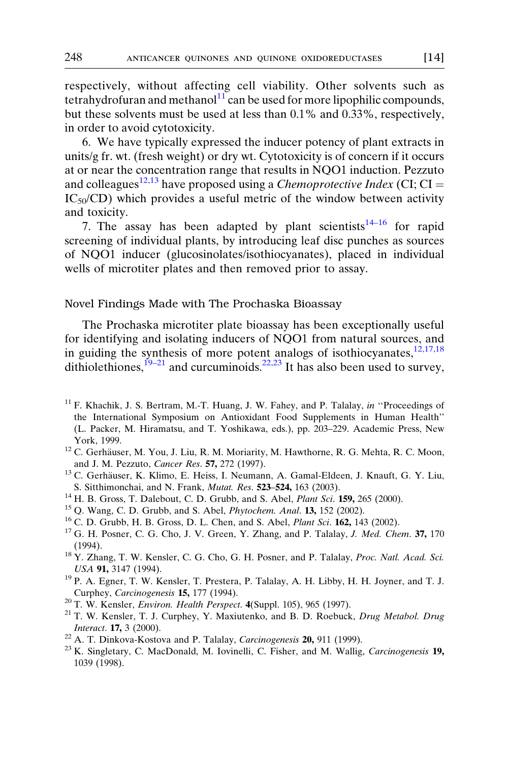respectively, without affecting cell viability. Other solvents such as tetrahydrofuran and methanol[11] can be used for more lipophilic compounds, but these solvents must be used at less than 0.1% and 0.33%, respectively, in order to avoid cytotoxicity.

6. We have typically expressed the inducer potency of plant extracts in units/g fr. wt. (fresh weight) or dry wt. Cytotoxicity is of concern if it occurs at or near the concentration range that results in NQO1 induction. Pezzuto and colleagues[12,13] have proposed using a *Chemoprotective Index* (CI; CI = $IC_{50}$/CD) which provides a useful metric of the window between activity and toxicity.

7. The assay has been adapted by plant scientists[14–16] for rapid screening of individual plants, by introducing leaf disc punches as sources of NQO1 inducer (glucosinolates/isothiocyanates), placed in individual wells of microtiter plates and then removed prior to assay.

## Novel Findings Made with The Prochaska Bioassay

The Prochaska microtiter plate bioassay has been exceptionally useful for identifying and isolating inducers of NQO1 from natural sources, and in guiding the synthesis of more potent analogs of isothiocyanates,[12,17,18] dithiolethiones,[19–21] and curcuminoids.[22,23] It has also been used to survey,

[11] F. Khachik, J. S. Bertram, M.-T. Huang, J. W. Fahey, and P. Talalay, *in* "Proceedings of the International Symposium on Antioxidant Food Supplements in Human Health" (L. Packer, M. Hiramatsu, and T. Yoshikawa, eds.), pp. 203–229. Academic Press, New York, 1999.

[12] C. Gerhäuser, M. You, J. Liu, R. M. Moriarity, M. Hawthorne, R. G. Mehta, R. C. Moon, and J. M. Pezzuto, *Cancer Res*. **57,** 272 (1997).

[13] C. Gerhäuser, K. Klimo, E. Heiss, I. Neumann, A. Gamal-Eldeen, J. Knauft, G. Y. Liu, S. Sitthimonchai, and N. Frank, *Mutat. Res*. **523–524,** 163 (2003).

[14] H. B. Gross, T. Dalebout, C. D. Grubb, and S. Abel, *Plant Sci*. **159,** 265 (2000).

[15] Q. Wang, C. D. Grubb, and S. Abel, *Phytochem. Anal*. **13,** 152 (2002).

[16] C. D. Grubb, H. B. Gross, D. L. Chen, and S. Abel, *Plant Sci*. **162,** 143 (2002).

[17] G. H. Posner, C. G. Cho, J. V. Green, Y. Zhang, and P. Talalay, *J. Med. Chem*. **37,** 170 (1994).

[18] Y. Zhang, T. W. Kensler, C. G. Cho, G. H. Posner, and P. Talalay, *Proc. Natl. Acad. Sci. USA* **91,** 3147 (1994).

[19] P. A. Egner, T. W. Kensler, T. Prestera, P. Talalay, A. H. Libby, H. H. Joyner, and T. J. Curphey, *Carcinogenesis* **15,** 177 (1994).

[20] T. W. Kensler, *Environ. Health Perspect*. **4**(Suppl. 105), 965 (1997).

[21] T. W. Kensler, T. J. Curphey, Y. Maxiutenko, and B. D. Roebuck, *Drug Metabol. Drug Interact*. **17,** 3 (2000).

[22] A. T. Dinkova-Kostova and P. Talalay, *Carcinogenesis* **20,** 911 (1999).

[23] K. Singletary, C. MacDonald, M. Iovinelli, C. Fisher, and M. Wallig, *Carcinogenesis* **19,** 1039 (1998).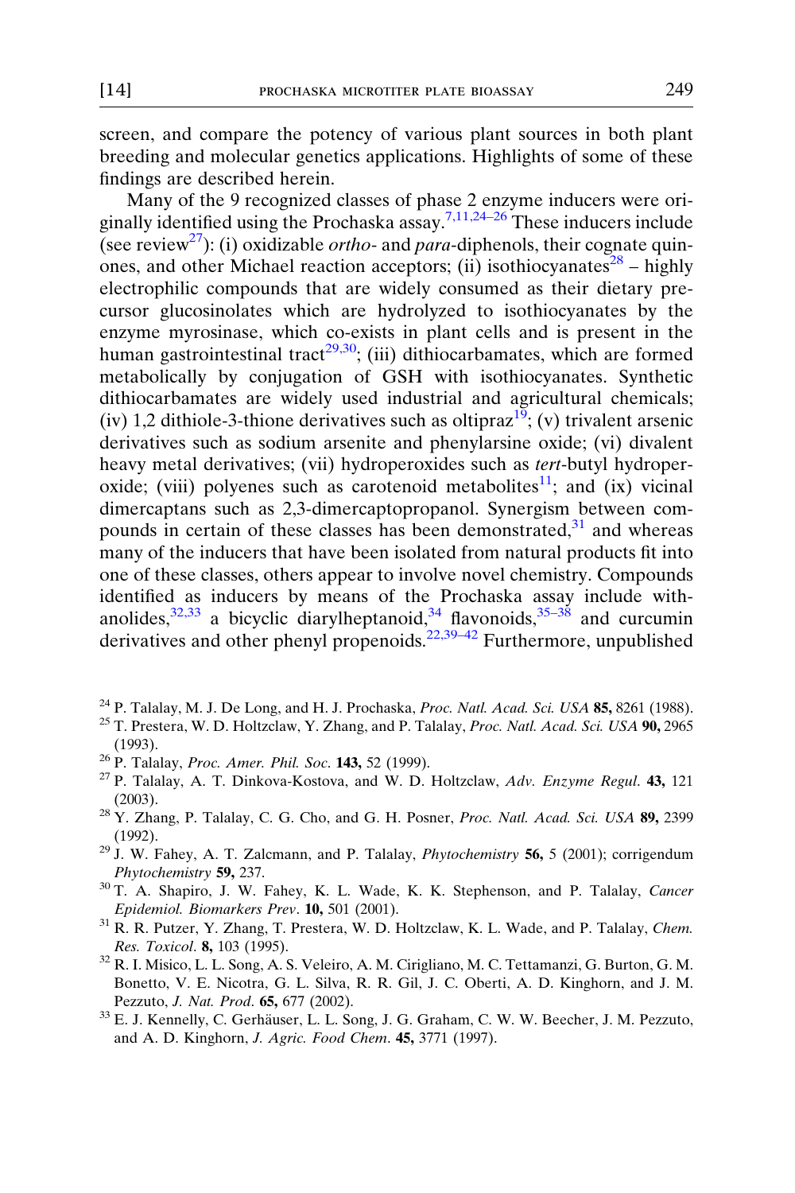screen, and compare the potency of various plant sources in both plant breeding and molecular genetics applications. Highlights of some of these findings are described herein.

Many of the 9 recognized classes of phase 2 enzyme inducers were originally identified using the Prochaska assay.[7,11,24–26] These inducers include (see review[27]): (i) oxidizable *ortho*- and *para*-diphenols, their cognate quinones, and other Michael reaction acceptors; (ii) isothiocyanates[28] – highly electrophilic compounds that are widely consumed as their dietary precursor glucosinolates which are hydrolyzed to isothiocyanates by the enzyme myrosinase, which co-exists in plant cells and is present in the human gastrointestinal tract[29,30]; (iii) dithiocarbamates, which are formed metabolically by conjugation of GSH with isothiocyanates. Synthetic dithiocarbamates are widely used industrial and agricultural chemicals; (iv) 1,2 dithiole-3-thione derivatives such as oltipraz[19]; (v) trivalent arsenic derivatives such as sodium arsenite and phenylarsine oxide; (vi) divalent heavy metal derivatives; (vii) hydroperoxides such as *tert*-butyl hydroperoxide; (viii) polyenes such as carotenoid metabolites[11]; and (ix) vicinal dimercaptans such as 2,3-dimercaptopropanol. Synergism between compounds in certain of these classes has been demonstrated,[31] and whereas many of the inducers that have been isolated from natural products fit into one of these classes, others appear to involve novel chemistry. Compounds identified as inducers by means of the Prochaska assay include withanolides,[32,33] a bicyclic diarylheptanoid,[34] flavonoids,[35–38] and curcumin derivatives and other phenyl propenoids.[22,39–42] Furthermore, unpublished

---

[24] P. Talalay, M. J. De Long, and H. J. Prochaska, *Proc. Natl. Acad. Sci. USA* **85,** 8261 (1988).

[25] T. Prestera, W. D. Holtzclaw, Y. Zhang, and P. Talalay, *Proc. Natl. Acad. Sci. USA* **90,** 2965 (1993).

[26] P. Talalay, *Proc. Amer. Phil. Soc*. **143,** 52 (1999).

[27] P. Talalay, A. T. Dinkova-Kostova, and W. D. Holtzclaw, *Adv. Enzyme Regul*. **43,** 121 (2003).

[28] Y. Zhang, P. Talalay, C. G. Cho, and G. H. Posner, *Proc. Natl. Acad. Sci. USA* **89,** 2399 (1992).

[29] J. W. Fahey, A. T. Zalcmann, and P. Talalay, *Phytochemistry* **56,** 5 (2001); corrigendum *Phytochemistry* **59,** 237.

[30] T. A. Shapiro, J. W. Fahey, K. L. Wade, K. K. Stephenson, and P. Talalay, *Cancer Epidemiol. Biomarkers Prev*. **10,** 501 (2001).

[31] R. R. Putzer, Y. Zhang, T. Prestera, W. D. Holtzclaw, K. L. Wade, and P. Talalay, *Chem. Res. Toxicol*. **8,** 103 (1995).

[32] R. I. Misico, L. L. Song, A. S. Veleiro, A. M. Cirigliano, M. C. Tettamanzi, G. Burton, G. M. Bonetto, V. E. Nicotra, G. L. Silva, R. R. Gil, J. C. Oberti, A. D. Kinghorn, and J. M. Pezzuto, *J. Nat. Prod*. **65,** 677 (2002).

[33] E. J. Kennelly, C. Gerhäuser, L. L. Song, J. G. Graham, C. W. W. Beecher, J. M. Pezzuto, and A. D. Kinghorn, *J. Agric. Food Chem*. **45,** 3771 (1997).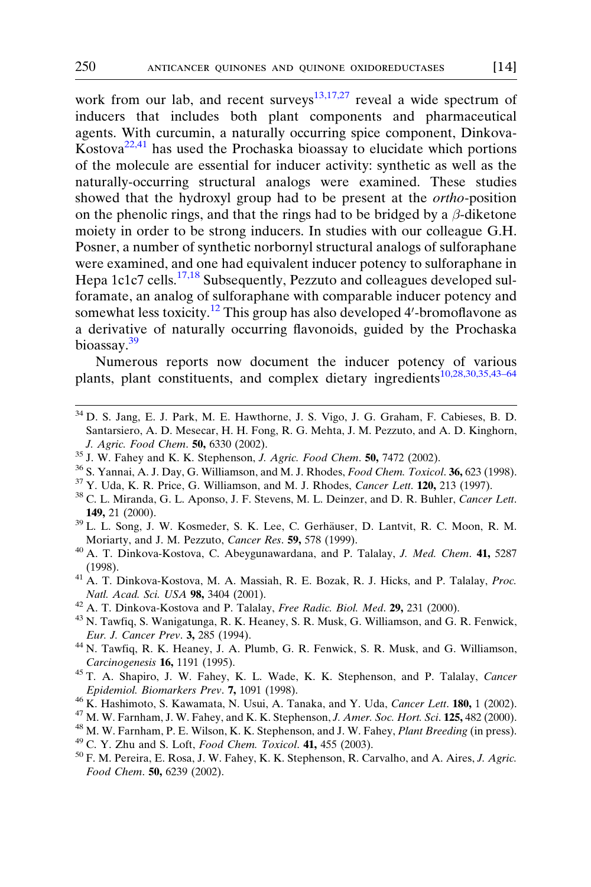work from our lab, and recent surveys[13,17,27] reveal a wide spectrum of inducers that includes both plant components and pharmaceutical agents. With curcumin, a naturally occurring spice component, Dinkova-Kostova[22,41] has used the Prochaska bioassay to elucidate which portions of the molecule are essential for inducer activity: synthetic as well as the naturally-occurring structural analogs were examined. These studies showed that the hydroxyl group had to be present at the *ortho*-position on the phenolic rings, and that the rings had to be bridged by a $\beta$-diketone moiety in order to be strong inducers. In studies with our colleague G.H. Posner, a number of synthetic norbornyl structural analogs of sulforaphane were examined, and one had equivalent inducer potency to sulforaphane in Hepa 1c1c7 cells.[17,18] Subsequently, Pezzuto and colleagues developed sulforamate, an analog of sulforaphane with comparable inducer potency and somewhat less toxicity.[12] This group has also developed 4′-bromoflavone as a derivative of naturally occurring flavonoids, guided by the Prochaska bioassay.[39]

Numerous reports now document the inducer potency of various plants, plant constituents, and complex dietary ingredients[10,28,30,35,43–64]

---

[34] D. S. Jang, E. J. Park, M. E. Hawthorne, J. S. Vigo, J. G. Graham, F. Cabieses, B. D. Santarsiero, A. D. Mesecar, H. H. Fong, R. G. Mehta, J. M. Pezzuto, and A. D. Kinghorn, *J. Agric. Food Chem.* **50,** 6330 (2002).

[35] J. W. Fahey and K. K. Stephenson, *J. Agric. Food Chem.* **50,** 7472 (2002).

[36] S. Yannai, A. J. Day, G. Williamson, and M. J. Rhodes, *Food Chem. Toxicol.* **36,** 623 (1998).

[37] Y. Uda, K. R. Price, G. Williamson, and M. J. Rhodes, *Cancer Lett.* **120,** 213 (1997).

[38] C. L. Miranda, G. L. Aponso, J. F. Stevens, M. L. Deinzer, and D. R. Buhler, *Cancer Lett.* **149,** 21 (2000).

[39] L. L. Song, J. W. Kosmeder, S. K. Lee, C. Gerhäuser, D. Lantvit, R. C. Moon, R. M. Moriarty, and J. M. Pezzuto, *Cancer Res.* **59,** 578 (1999).

[40] A. T. Dinkova-Kostova, C. Abeygunawardana, and P. Talalay, *J. Med. Chem.* **41,** 5287 (1998).

[41] A. T. Dinkova-Kostova, M. A. Massiah, R. E. Bozak, R. J. Hicks, and P. Talalay, *Proc. Natl. Acad. Sci. USA* **98,** 3404 (2001).

[42] A. T. Dinkova-Kostova and P. Talalay, *Free Radic. Biol. Med.* **29,** 231 (2000).

[43] N. Tawfiq, S. Wanigatunga, R. K. Heaney, S. R. Musk, G. Williamson, and G. R. Fenwick, *Eur. J. Cancer Prev.* **3,** 285 (1994).

[44] N. Tawfiq, R. K. Heaney, J. A. Plumb, G. R. Fenwick, S. R. Musk, and G. Williamson, *Carcinogenesis* **16,** 1191 (1995).

[45] T. A. Shapiro, J. W. Fahey, K. L. Wade, K. K. Stephenson, and P. Talalay, *Cancer Epidemiol. Biomarkers Prev.* **7,** 1091 (1998).

[46] K. Hashimoto, S. Kawamata, N. Usui, A. Tanaka, and Y. Uda, *Cancer Lett.* **180,** 1 (2002).

[47] M. W. Farnham, J. W. Fahey, and K. K. Stephenson, *J. Amer. Soc. Hort. Sci.* **125,** 482 (2000).

[48] M. W. Farnham, P. E. Wilson, K. K. Stephenson, and J. W. Fahey, *Plant Breeding* (in press).

[49] C. Y. Zhu and S. Loft, *Food Chem. Toxicol.* **41,** 455 (2003).

[50] F. M. Pereira, E. Rosa, J. W. Fahey, K. K. Stephenson, R. Carvalho, and A. Aires, *J. Agric. Food Chem.* **50,** 6239 (2002).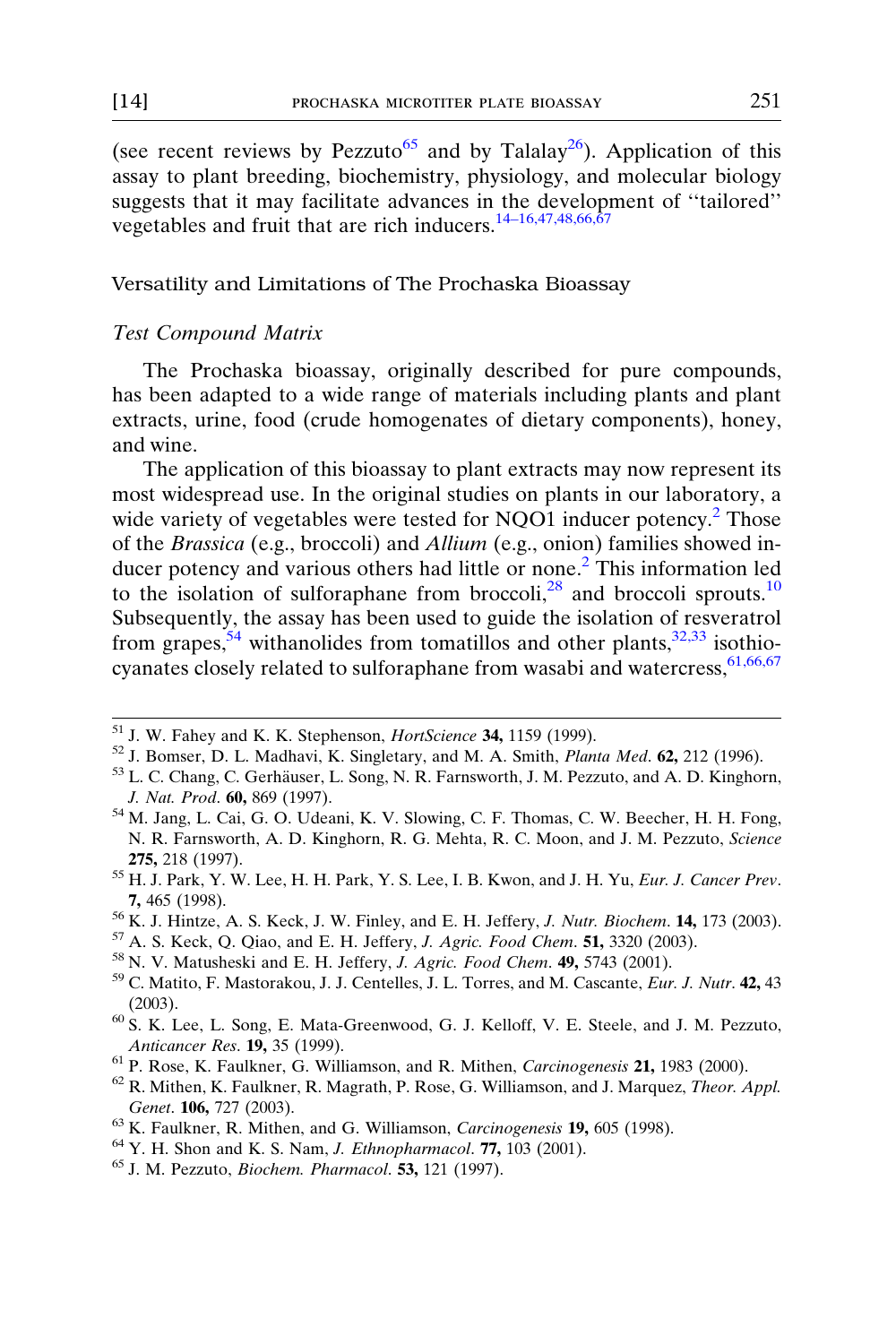(see recent reviews by Pezzuto[65] and by Talalay[26]). Application of this assay to plant breeding, biochemistry, physiology, and molecular biology suggests that it may facilitate advances in the development of ''tailored'' vegetables and fruit that are rich inducers.[14–16,47,48,66,67]

## Versatility and Limitations of The Prochaska Bioassay

### *Test Compound Matrix*

The Prochaska bioassay, originally described for pure compounds, has been adapted to a wide range of materials including plants and plant extracts, urine, food (crude homogenates of dietary components), honey, and wine.

The application of this bioassay to plant extracts may now represent its most widespread use. In the original studies on plants in our laboratory, a wide variety of vegetables were tested for NQO1 inducer potency.[2] Those of the *Brassica* (e.g., broccoli) and *Allium* (e.g., onion) families showed inducer potency and various others had little or none.[2] This information led to the isolation of sulforaphane from broccoli,[28] and broccoli sprouts.[10] Subsequently, the assay has been used to guide the isolation of resveratrol from grapes,[54] withanolides from tomatillos and other plants,[32,33] isothiocyanates closely related to sulforaphane from wasabi and watercress,[61,66,67]

---

[51] J. W. Fahey and K. K. Stephenson, *HortScience* **34,** 1159 (1999).

[52] J. Bomser, D. L. Madhavi, K. Singletary, and M. A. Smith, *Planta Med*. **62,** 212 (1996).

[53] L. C. Chang, C. Gerhäuser, L. Song, N. R. Farnsworth, J. M. Pezzuto, and A. D. Kinghorn, *J. Nat. Prod*. **60,** 869 (1997).

[54] M. Jang, L. Cai, G. O. Udeani, K. V. Slowing, C. F. Thomas, C. W. Beecher, H. H. Fong, N. R. Farnsworth, A. D. Kinghorn, R. G. Mehta, R. C. Moon, and J. M. Pezzuto, *Science* **275,** 218 (1997).

[55] H. J. Park, Y. W. Lee, H. H. Park, Y. S. Lee, I. B. Kwon, and J. H. Yu, *Eur. J. Cancer Prev*. **7,** 465 (1998).

[56] K. J. Hintze, A. S. Keck, J. W. Finley, and E. H. Jeffery, *J. Nutr. Biochem*. **14,** 173 (2003).

[57] A. S. Keck, Q. Qiao, and E. H. Jeffery, *J. Agric. Food Chem*. **51,** 3320 (2003).

[58] N. V. Matusheski and E. H. Jeffery, *J. Agric. Food Chem*. **49,** 5743 (2001).

[59] C. Matito, F. Mastorakou, J. J. Centelles, J. L. Torres, and M. Cascante, *Eur. J. Nutr*. **42,** 43 (2003).

[60] S. K. Lee, L. Song, E. Mata-Greenwood, G. J. Kelloff, V. E. Steele, and J. M. Pezzuto, *Anticancer Res*. **19,** 35 (1999).

[61] P. Rose, K. Faulkner, G. Williamson, and R. Mithen, *Carcinogenesis* **21,** 1983 (2000).

[62] R. Mithen, K. Faulkner, R. Magrath, P. Rose, G. Williamson, and J. Marquez, *Theor. Appl. Genet*. **106,** 727 (2003).

[63] K. Faulkner, R. Mithen, and G. Williamson, *Carcinogenesis* **19,** 605 (1998).

[64] Y. H. Shon and K. S. Nam, *J. Ethnopharmacol*. **77,** 103 (2001).

[65] J. M. Pezzuto, *Biochem. Pharmacol*. **53,** 121 (1997).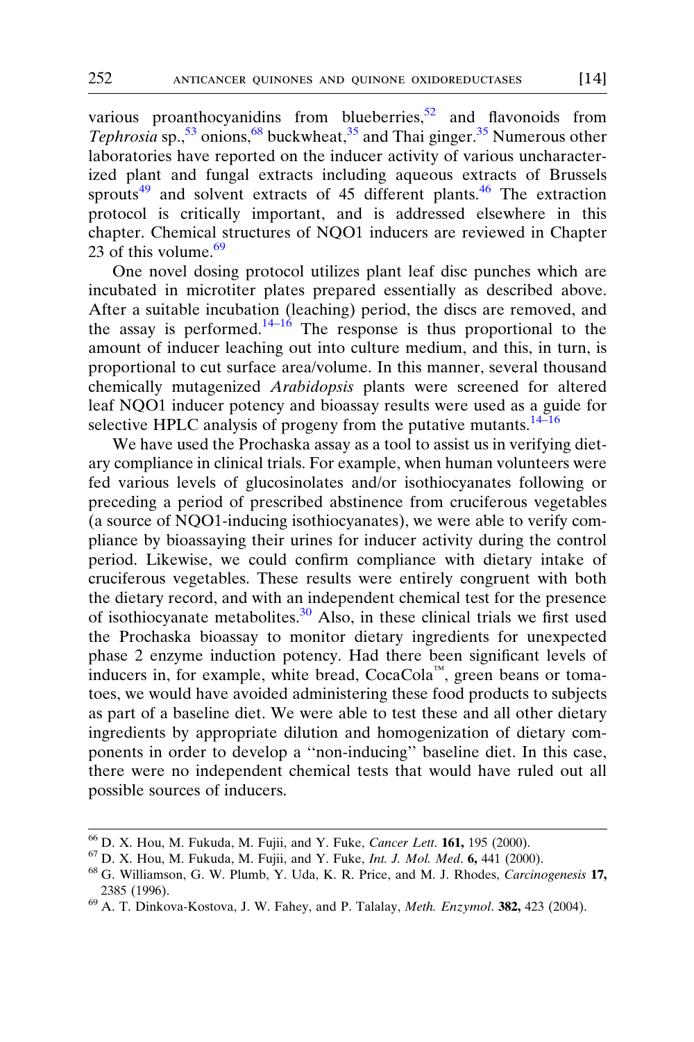various proanthocyanidins from blueberries,[52] and flavonoids from *Tephrosia* sp.,[53] onions,[68] buckwheat,[35] and Thai ginger.[35] Numerous other laboratories have reported on the inducer activity of various uncharacterized plant and fungal extracts including aqueous extracts of Brussels sprouts[49] and solvent extracts of 45 different plants.[46] The extraction protocol is critically important, and is addressed elsewhere in this chapter. Chemical structures of NQO1 inducers are reviewed in Chapter 23 of this volume.[69]

One novel dosing protocol utilizes plant leaf disc punches which are incubated in microtiter plates prepared essentially as described above. After a suitable incubation (leaching) period, the discs are removed, and the assay is performed.[14–16] The response is thus proportional to the amount of inducer leaching out into culture medium, and this, in turn, is proportional to cut surface area/volume. In this manner, several thousand chemically mutagenized *Arabidopsis* plants were screened for altered leaf NQO1 inducer potency and bioassay results were used as a guide for selective HPLC analysis of progeny from the putative mutants.[14–16]

We have used the Prochaska assay as a tool to assist us in verifying dietary compliance in clinical trials. For example, when human volunteers were fed various levels of glucosinolates and/or isothiocyanates following or preceding a period of prescribed abstinence from cruciferous vegetables (a source of NQO1-inducing isothiocyanates), we were able to verify compliance by bioassaying their urines for inducer activity during the control period. Likewise, we could confirm compliance with dietary intake of cruciferous vegetables. These results were entirely congruent with both the dietary record, and with an independent chemical test for the presence of isothiocyanate metabolites.[30] Also, in these clinical trials we first used the Prochaska bioassay to monitor dietary ingredients for unexpected phase 2 enzyme induction potency. Had there been significant levels of inducers in, for example, white bread, CocaCola™, green beans or tomatoes, we would have avoided administering these food products to subjects as part of a baseline diet. We were able to test these and all other dietary ingredients by appropriate dilution and homogenization of dietary components in order to develop a ''non-inducing'' baseline diet. In this case, there were no independent chemical tests that would have ruled out all possible sources of inducers.

---

[66] D. X. Hou, M. Fukuda, M. Fujii, and Y. Fuke, *Cancer Lett.* **161,** 195 (2000).

[67] D. X. Hou, M. Fukuda, M. Fujii, and Y. Fuke, *Int. J. Mol. Med*. **6,** 441 (2000).

[68] G. Williamson, G. W. Plumb, Y. Uda, K. R. Price, and M. J. Rhodes, *Carcinogenesis* **17,** 2385 (1996).

[69] A. T. Dinkova-Kostova, J. W. Fahey, and P. Talalay, *Meth. Enzymol.* **382,** 423 (2004).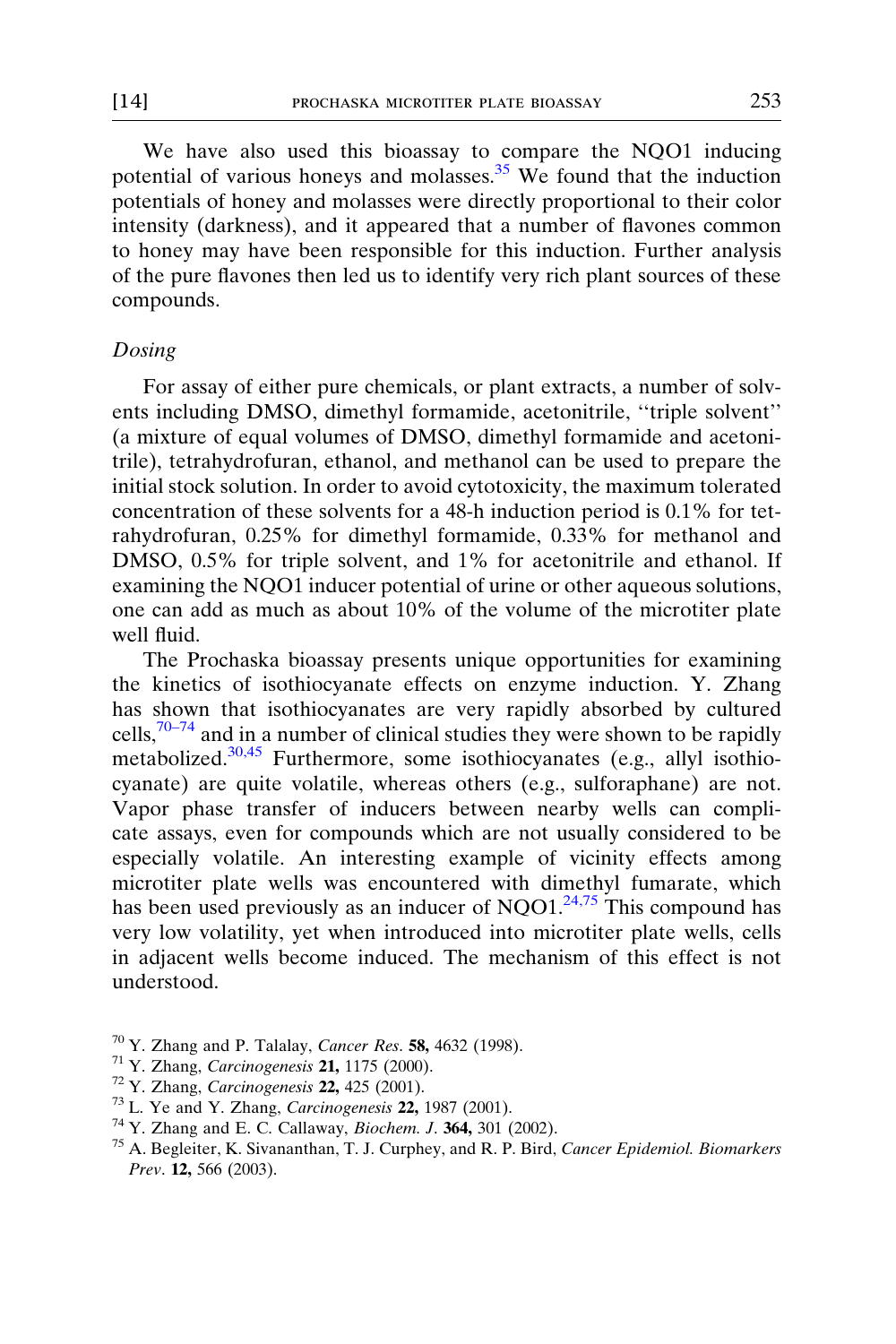We have also used this bioassay to compare the NQO1 inducing potential of various honeys and molasses.[35] We found that the induction potentials of honey and molasses were directly proportional to their color intensity (darkness), and it appeared that a number of flavones common to honey may have been responsible for this induction. Further analysis of the pure flavones then led us to identify very rich plant sources of these compounds.

### *Dosing*

For assay of either pure chemicals, or plant extracts, a number of solvents including DMSO, dimethyl formamide, acetonitrile, "triple solvent" (a mixture of equal volumes of DMSO, dimethyl formamide and acetonitrile), tetrahydrofuran, ethanol, and methanol can be used to prepare the initial stock solution. In order to avoid cytotoxicity, the maximum tolerated concentration of these solvents for a 48-h induction period is 0.1% for tetrahydrofuran, 0.25% for dimethyl formamide, 0.33% for methanol and DMSO, 0.5% for triple solvent, and 1% for acetonitrile and ethanol. If examining the NQO1 inducer potential of urine or other aqueous solutions, one can add as much as about 10% of the volume of the microtiter plate well fluid.

The Prochaska bioassay presents unique opportunities for examining the kinetics of isothiocyanate effects on enzyme induction. Y. Zhang has shown that isothiocyanates are very rapidly absorbed by cultured cells,[70–74] and in a number of clinical studies they were shown to be rapidly metabolized.[30,45] Furthermore, some isothiocyanates (e.g., allyl isothiocyanate) are quite volatile, whereas others (e.g., sulforaphane) are not. Vapor phase transfer of inducers between nearby wells can complicate assays, even for compounds which are not usually considered to be especially volatile. An interesting example of vicinity effects among microtiter plate wells was encountered with dimethyl fumarate, which has been used previously as an inducer of NQO1.[24,75] This compound has very low volatility, yet when introduced into microtiter plate wells, cells in adjacent wells become induced. The mechanism of this effect is not understood.

---

[70] Y. Zhang and P. Talalay, *Cancer Res*. **58,** 4632 (1998).

[71] Y. Zhang, *Carcinogenesis* **21,** 1175 (2000).

[72] Y. Zhang, *Carcinogenesis* **22,** 425 (2001).

[73] L. Ye and Y. Zhang, *Carcinogenesis* **22,** 1987 (2001).

[74] Y. Zhang and E. C. Callaway, *Biochem. J*. **364,** 301 (2002).

[75] A. Begleiter, K. Sivananthan, T. J. Curphey, and R. P. Bird, *Cancer Epidemiol. Biomarkers Prev*. **12,** 566 (2003).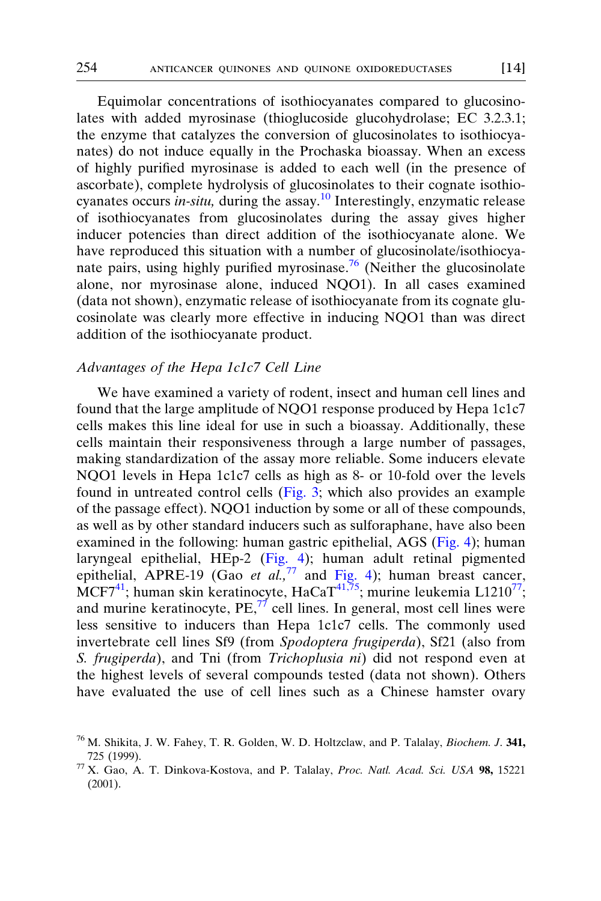Equimolar concentrations of isothiocyanates compared to glucosinolates with added myrosinase (thioglucoside glucohydrolase; EC 3.2.3.1; the enzyme that catalyzes the conversion of glucosinolates to isothiocyanates) do not induce equally in the Prochaska bioassay. When an excess of highly purified myrosinase is added to each well (in the presence of ascorbate), complete hydrolysis of glucosinolates to their cognate isothiocyanates occurs *in-situ,* during the assay.[10] Interestingly, enzymatic release of isothiocyanates from glucosinolates during the assay gives higher inducer potencies than direct addition of the isothiocyanate alone. We have reproduced this situation with a number of glucosinolate/isothiocyanate pairs, using highly purified myrosinase.[76] (Neither the glucosinolate alone, nor myrosinase alone, induced NQO1). In all cases examined (data not shown), enzymatic release of isothiocyanate from its cognate glucosinolate was clearly more effective in inducing NQO1 than was direct addition of the isothiocyanate product.

### *Advantages of the Hepa 1c1c7 Cell Line*

We have examined a variety of rodent, insect and human cell lines and found that the large amplitude of NQO1 response produced by Hepa 1c1c7 cells makes this line ideal for use in such a bioassay. Additionally, these cells maintain their responsiveness through a large number of passages, making standardization of the assay more reliable. Some inducers elevate NQO1 levels in Hepa 1c1c7 cells as high as 8- or 10-fold over the levels found in untreated control cells (Fig. 3; which also provides an example of the passage effect). NQO1 induction by some or all of these compounds, as well as by other standard inducers such as sulforaphane, have also been examined in the following: human gastric epithelial, AGS (Fig. 4); human laryngeal epithelial, HEp-2 (Fig. 4); human adult retinal pigmented epithelial, APRE-19 (Gao *et al.,*[77] and Fig. 4); human breast cancer, MCF7[41]; human skin keratinocyte, HaCaT[41,75]; murine leukemia L1210[77]; and murine keratinocyte, PE,[77] cell lines. In general, most cell lines were less sensitive to inducers than Hepa 1c1c7 cells. The commonly used invertebrate cell lines Sf9 (from *Spodoptera frugiperda*), Sf21 (also from *S. frugiperda*), and Tni (from *Trichoplusia ni*) did not respond even at the highest levels of several compounds tested (data not shown). Others have evaluated the use of cell lines such as a Chinese hamster ovary

---

[76] M. Shikita, J. W. Fahey, T. R. Golden, W. D. Holtzclaw, and P. Talalay, *Biochem. J*. **341,** 725 (1999).

[77] X. Gao, A. T. Dinkova-Kostova, and P. Talalay, *Proc. Natl. Acad. Sci. USA* **98,** 15221 (2001).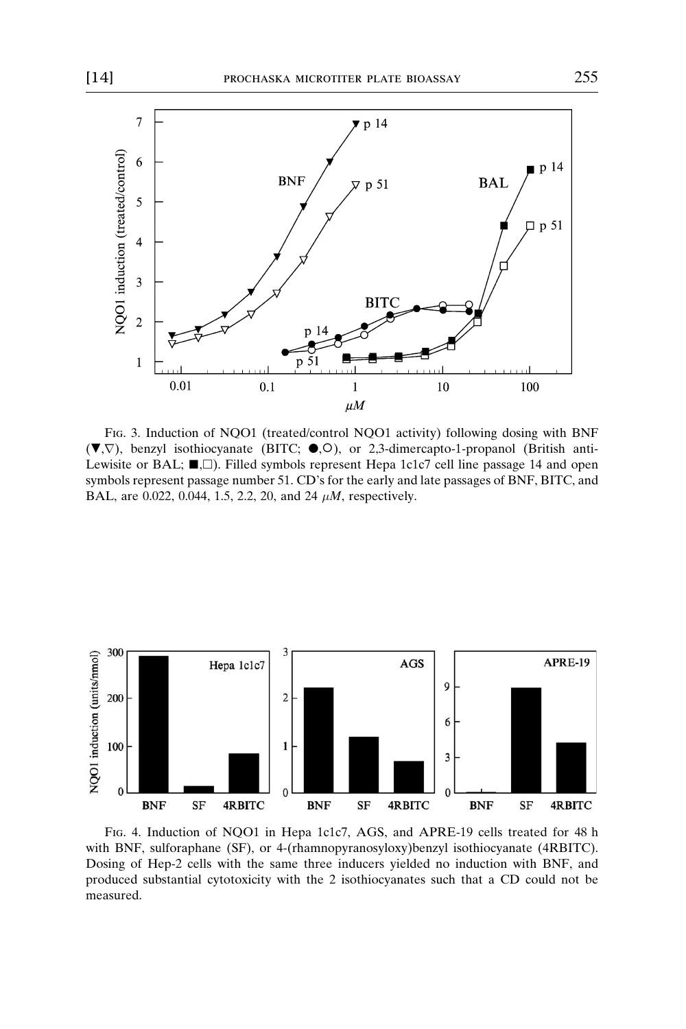Fig. 3. Induction of NQO1 (treated/control NQO1 activity) following dosing with BNF (▼,▽), benzyl isothiocyanate (BITC; ●,○), or 2,3-dimercapto-1-propanol (British anti-Lewisite or BAL; ■,□). Filled symbols represent Hepa 1c1c7 cell line passage 14 and open symbols represent passage number 51. CD's for the early and late passages of BNF, BITC, and BAL, are 0.022, 0.044, 1.5, 2.2, 20, and 24 $\mu M$, respectively.

Fig. 4. Induction of NQO1 in Hepa 1c1c7, AGS, and APRE-19 cells treated for 48 h with BNF, sulforaphane (SF), or 4-(rhamnopyranosyloxy)benzyl isothiocyanate (4RBITC). Dosing of Hep-2 cells with the same three inducers yielded no induction with BNF, and produced substantial cytotoxicity with the 2 isothiocyanates such that a CD could not be measured.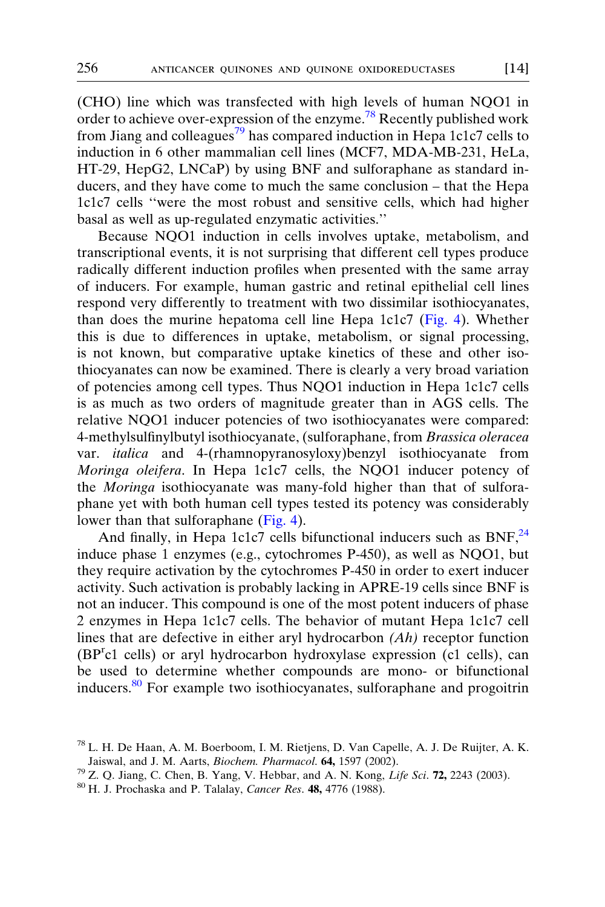(CHO) line which was transfected with high levels of human NQO1 in order to achieve over-expression of the enzyme.[78] Recently published work from Jiang and colleagues[79] has compared induction in Hepa 1c1c7 cells to induction in 6 other mammalian cell lines (MCF7, MDA-MB-231, HeLa, HT-29, HepG2, LNCaP) by using BNF and sulforaphane as standard inducers, and they have come to much the same conclusion – that the Hepa 1c1c7 cells ''were the most robust and sensitive cells, which had higher basal as well as up-regulated enzymatic activities.''

Because NQO1 induction in cells involves uptake, metabolism, and transcriptional events, it is not surprising that different cell types produce radically different induction profiles when presented with the same array of inducers. For example, human gastric and retinal epithelial cell lines respond very differently to treatment with two dissimilar isothiocyanates, than does the murine hepatoma cell line Hepa 1c1c7 (Fig. 4). Whether this is due to differences in uptake, metabolism, or signal processing, is not known, but comparative uptake kinetics of these and other isothiocyanates can now be examined. There is clearly a very broad variation of potencies among cell types. Thus NQO1 induction in Hepa 1c1c7 cells is as much as two orders of magnitude greater than in AGS cells. The relative NQO1 inducer potencies of two isothiocyanates were compared: 4-methylsulfinylbutyl isothiocyanate, (sulforaphane, from *Brassica oleracea* var. *italica* and 4-(rhamnopyranosyloxy)benzyl isothiocyanate from *Moringa oleifera*. In Hepa 1c1c7 cells, the NQO1 inducer potency of the *Moringa* isothiocyanate was many-fold higher than that of sulforaphane yet with both human cell types tested its potency was considerably lower than that sulforaphane (Fig. 4).

And finally, in Hepa 1c1c7 cells bifunctional inducers such as BNF,[24] induce phase 1 enzymes (e.g., cytochromes P-450), as well as NQO1, but they require activation by the cytochromes P-450 in order to exert inducer activity. Such activation is probably lacking in APRE-19 cells since BNF is not an inducer. This compound is one of the most potent inducers of phase 2 enzymes in Hepa 1c1c7 cells. The behavior of mutant Hepa 1c1c7 cell lines that are defective in either aryl hydrocarbon *(Ah)* receptor function ($BP^r$c1 cells) or aryl hydrocarbon hydroxylase expression (c1 cells), can be used to determine whether compounds are mono- or bifunctional inducers.[80] For example two isothiocyanates, sulforaphane and progoitrin

[78] L. H. De Haan, A. M. Boerboom, I. M. Rietjens, D. Van Capelle, A. J. De Ruijter, A. K. Jaiswal, and J. M. Aarts, *Biochem. Pharmacol.* **64,** 1597 (2002).

[79] Z. Q. Jiang, C. Chen, B. Yang, V. Hebbar, and A. N. Kong, *Life Sci*. **72,** 2243 (2003).

[80] H. J. Prochaska and P. Talalay, *Cancer Res*. **48,** 4776 (1988).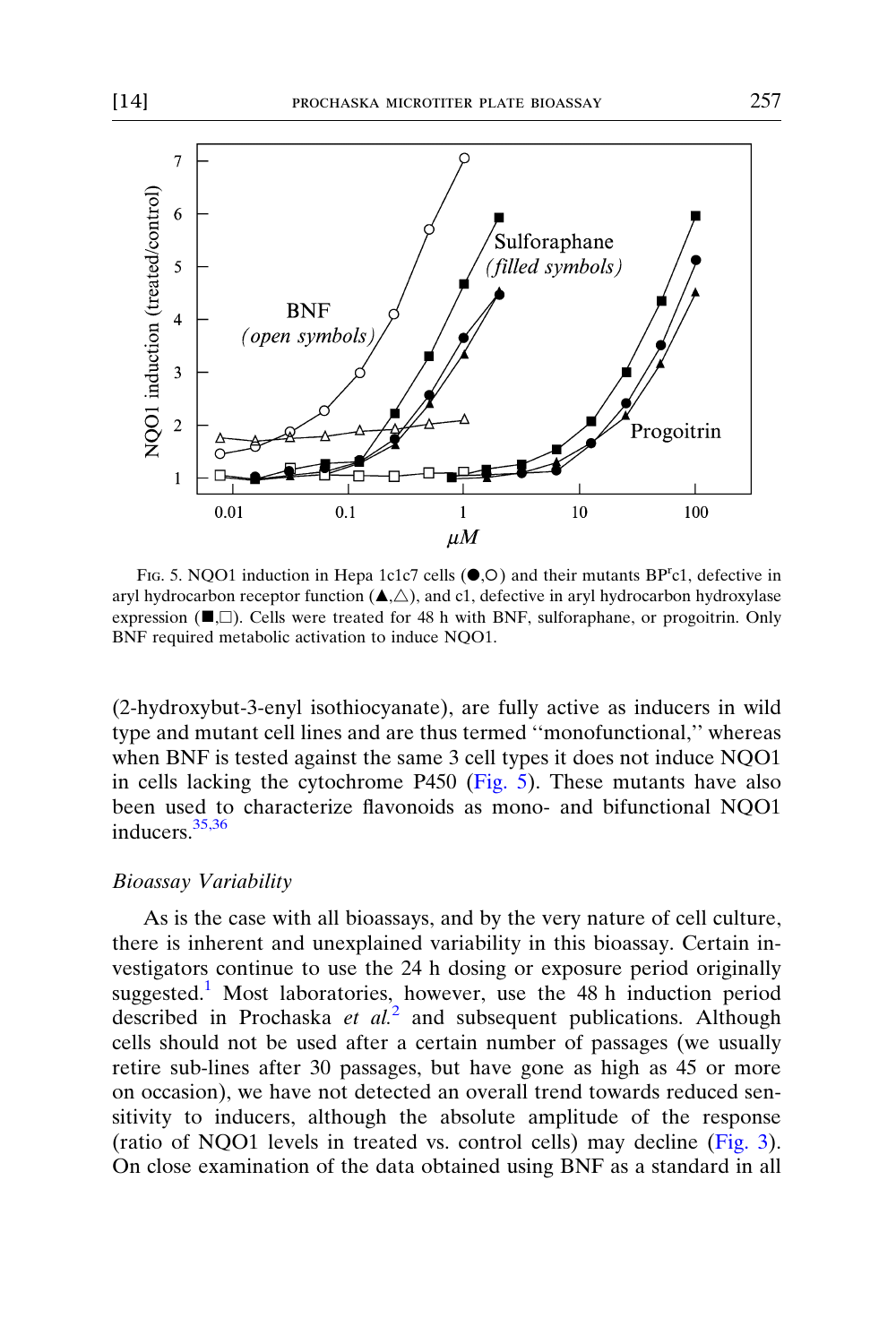Fig. 5. NQO1 induction in Hepa 1c1c7 cells (●,○) and their mutants BP$^r$c1, defective in aryl hydrocarbon receptor function (▲,△), and c1, defective in aryl hydrocarbon hydroxylase expression (■,□). Cells were treated for 48 h with BNF, sulforaphane, or progoitrin. Only BNF required metabolic activation to induce NQO1.

(2-hydroxybut-3-enyl isothiocyanate), are fully active as inducers in wild type and mutant cell lines and are thus termed ''monofunctional,'' whereas when BNF is tested against the same 3 cell types it does not induce NQO1 in cells lacking the cytochrome P450 (Fig. 5). These mutants have also been used to characterize flavonoids as mono- and bifunctional NQO1 inducers.[35,36]

### *Bioassay Variability*

As is the case with all bioassays, and by the very nature of cell culture, there is inherent and unexplained variability in this bioassay. Certain investigators continue to use the 24 h dosing or exposure period originally suggested.[1] Most laboratories, however, use the 48 h induction period described in Prochaska *et al.*[2] and subsequent publications. Although cells should not be used after a certain number of passages (we usually retire sub-lines after 30 passages, but have gone as high as 45 or more on occasion), we have not detected an overall trend towards reduced sensitivity to inducers, although the absolute amplitude of the response (ratio of NQO1 levels in treated vs. control cells) may decline (Fig. 3). On close examination of the data obtained using BNF as a standard in all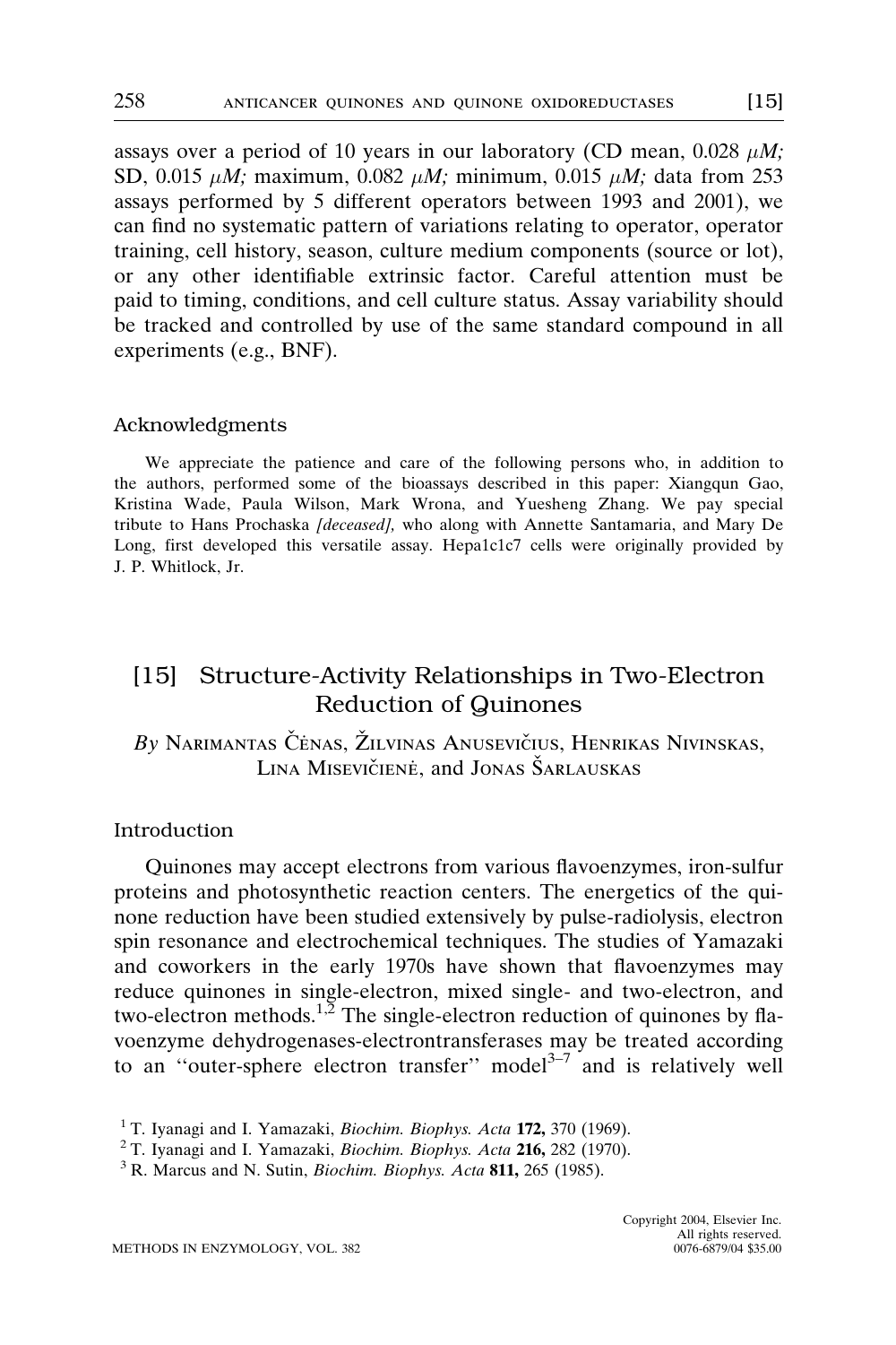assays over a period of 10 years in our laboratory (CD mean, 0.028 $\mu M$; SD, 0.015 $\mu M$; maximum, 0.082 $\mu M$; minimum, 0.015 $\mu M$; data from 253 assays performed by 5 different operators between 1993 and 2001), we can find no systematic pattern of variations relating to operator, operator training, cell history, season, culture medium components (source or lot), or any other identifiable extrinsic factor. Careful attention must be paid to timing, conditions, and cell culture status. Assay variability should be tracked and controlled by use of the same standard compound in all experiments (e.g., BNF).

### Acknowledgments

We appreciate the patience and care of the following persons who, in addition to the authors, performed some of the bioassays described in this paper: Xiangqun Gao, Kristina Wade, Paula Wilson, Mark Wrona, and Yuesheng Zhang. We pay special tribute to Hans Prochaska *[deceased]*, who along with Annette Santamaria, and Mary De Long, first developed this versatile assay. Hepa1c1c7 cells were originally provided by J. P. Whitlock, Jr.

## [15] Structure-Activity Relationships in Two-Electron Reduction of Quinones

*By* Narimantas Čėnas, Žilvinas Anusevičius, Henrikas Nivinskas, Lina Misevičienė, and Jonas Šarlauskas

### Introduction

Quinones may accept electrons from various flavoenzymes, iron-sulfur proteins and photosynthetic reaction centers. The energetics of the quinone reduction have been studied extensively by pulse-radiolysis, electron spin resonance and electrochemical techniques. The studies of Yamazaki and coworkers in the early 1970s have shown that flavoenzymes may reduce quinones in single-electron, mixed single- and two-electron, and two-electron methods.[1,2] The single-electron reduction of quinones by flavoenzyme dehydrogenases-electrontransferases may be treated according to an "outer-sphere electron transfer" model[3–7] and is relatively well

[1] T. Iyanagi and I. Yamazaki, *Biochim. Biophys. Acta* **172,** 370 (1969).

[2] T. Iyanagi and I. Yamazaki, *Biochim. Biophys. Acta* **216,** 282 (1970).

[3] R. Marcus and N. Sutin, *Biochim. Biophys. Acta* **811,** 265 (1985).

Copyright 2004, Elsevier Inc. All rights reserved.
0076-6879/04 $35.00